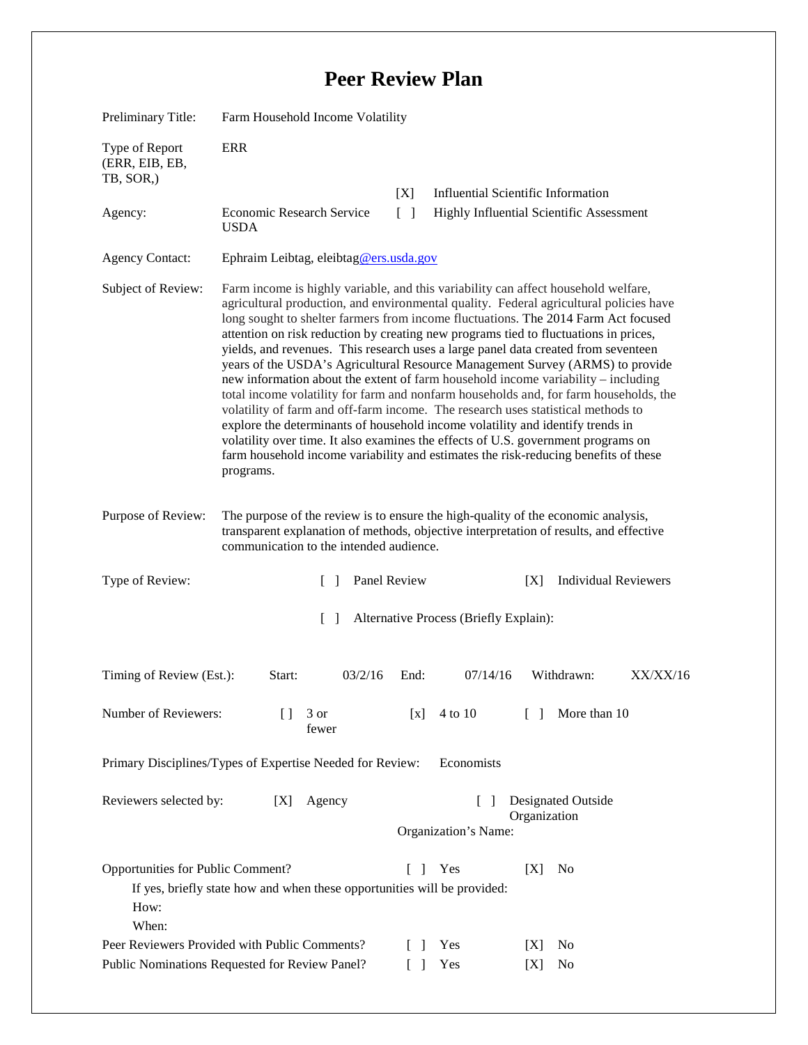# Peer Review Plan

Preliminary Title: Farm Household Income Volatility

Type of Report (ERR, EIB, EB, TB, SOR,): ERR

[X] Influential Scientific Information

Agency: Economic Research Service USDA

[ ] Highly Influential Scientific Assessment

Agency Contact: Ephraim Leibtag, eleibtag@ers.usda.gov

Subject of Review: Farm income is highly variable, and this variability can affect household welfare, agricultural production, and environmental quality. Federal agricultural policies have long sought to shelter farmers from income fluctuations. The 2014 Farm Act focused attention on risk reduction by creating new programs tied to fluctuations in prices, yields, and revenues. This research uses a large panel data created from seventeen years of the USDA's Agricultural Resource Management Survey (ARMS) to provide new information about the extent of farm household income variability – including total income volatility for farm and nonfarm households and, for farm households, the volatility of farm and off-farm income. The research uses statistical methods to explore the determinants of household income volatility and identify trends in volatility over time. It also examines the effects of U.S. government programs on farm household income variability and estimates the risk-reducing benefits of these programs.

Purpose of Review: The purpose of the review is to ensure the high-quality of the economic analysis, transparent explanation of methods, objective interpretation of results, and effective communication to the intended audience.

Type of Review: [ ] Panel Review [X] Individual Reviewers

[ ] Alternative Process (Briefly Explain):

Timing of Review (Est.): Start: 03/2/16 End: 07/14/16 Withdrawn: XX/XX/16

Number of Reviewers: [] 3 or fewer [x] 4 to 10 [ ] More than 10

Primary Disciplines/Types of Expertise Needed for Review: Economists

Reviewers selected by: [X] Agency [ ] Designated Outside Organization

Organization's Name:

Opportunities for Public Comment? [ ] Yes [X] No

If yes, briefly state how and when these opportunities will be provided:

How:

When:

Peer Reviewers Provided with Public Comments? [ ] Yes [X] No

Public Nominations Requested for Review Panel? [ ] Yes [X] No